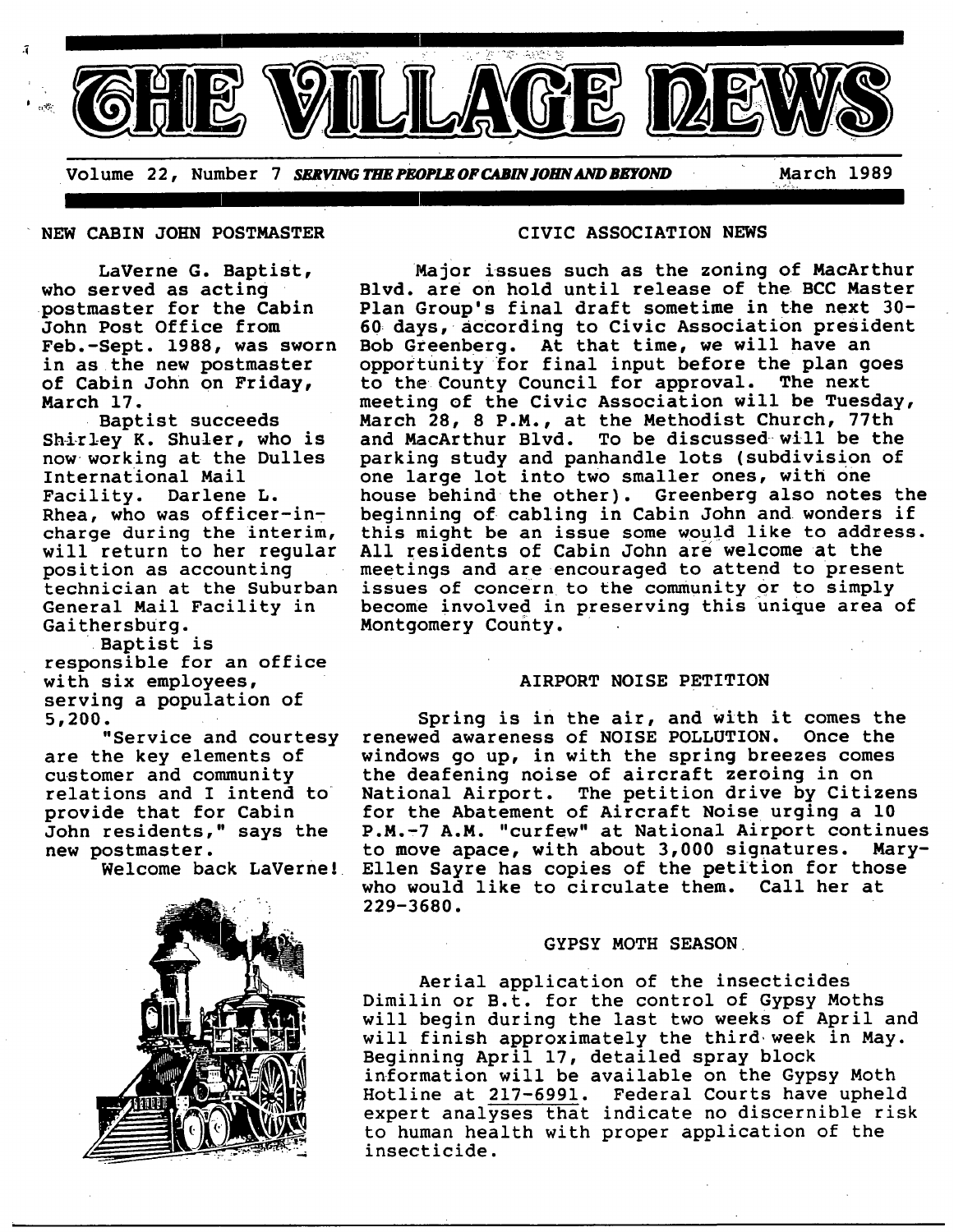# THE VILLAGE NEWS

Volume 22, Number 7 ***SERVING THE PEOPLE OF CABIN JOHN AND BEYOND*** March 1989

## NEW CABIN JOHN POSTMASTER

LaVerne G. Baptist, who served as acting postmaster for the Cabin John Post Office from Feb.-Sept. 1988, was sworn in as the new postmaster of Cabin John on Friday, March 17.

Baptist succeeds Shirley K. Shuler, who is now working at the Dulles International Mail Facility. Darlene L. Rhea, who was officer-in-charge during the interim, will return to her regular position as accounting technician at the Suburban General Mail Facility in Gaithersburg.

Baptist is responsible for an office with six employees, serving a population of 5,200.

"Service and courtesy are the key elements of customer and community relations and I intend to provide that for Cabin John residents," says the new postmaster.

Welcome back LaVerne!

## CIVIC ASSOCIATION NEWS

Major issues such as the zoning of MacArthur Blvd. are on hold until release of the BCC Master Plan Group's final draft sometime in the next 30-60 days, according to Civic Association president Bob Greenberg. At that time, we will have an opportunity for final input before the plan goes to the County Council for approval. The next meeting of the Civic Association will be Tuesday, March 28, 8 P.M., at the Methodist Church, 77th and MacArthur Blvd. To be discussed will be the parking study and panhandle lots (subdivision of one large lot into two smaller ones, with one house behind the other). Greenberg also notes the beginning of cabling in Cabin John and wonders if this might be an issue some would like to address. All residents of Cabin John are welcome at the meetings and are encouraged to attend to present issues of concern to the community or to simply become involved in preserving this unique area of Montgomery County.

## AIRPORT NOISE PETITION

Spring is in the air, and with it comes the renewed awareness of NOISE POLLUTION. Once the windows go up, in with the spring breezes comes the deafening noise of aircraft zeroing in on National Airport. The petition drive by Citizens for the Abatement of Aircraft Noise urging a 10 P.M.-7 A.M. "curfew" at National Airport continues to move apace, with about 3,000 signatures. Mary-Ellen Sayre has copies of the petition for those who would like to circulate them. Call her at 229-3680.

## GYPSY MOTH SEASON

Aerial application of the insecticides Dimilin or B.t. for the control of Gypsy Moths will begin during the last two weeks of April and will finish approximately the third week in May. Beginning April 17, detailed spray block information will be available on the Gypsy Moth Hotline at 217-6991. Federal Courts have upheld expert analyses that indicate no discernible risk to human health with proper application of the insecticide.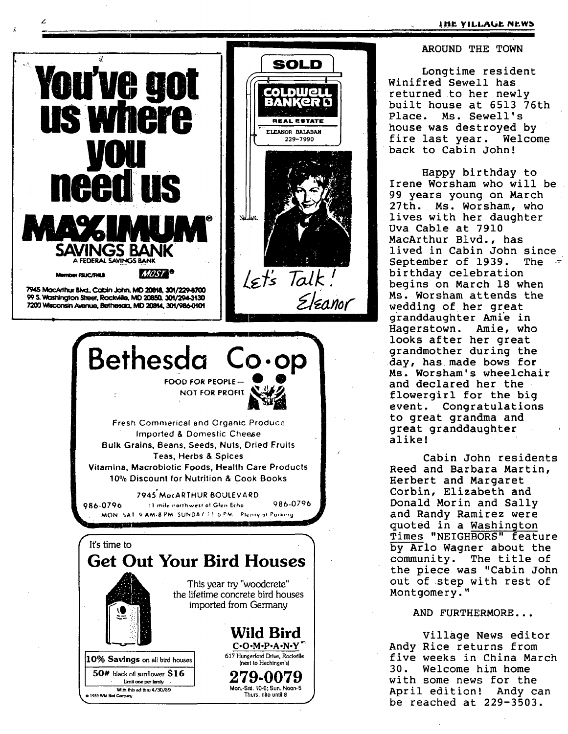You've got us where you need us

**MAXIMUM** SAVINGS BANK
A FEDERAL SAVINGS BANK

Member FSLIC/FHLB MOST

7945 MacArthur Blvd., Cabin John, MD 20818, 301/229-8700
99 S. Washington Street, Rockville, MD 20850, 301/294-3130
7200 Wisconsin Avenue, Bethesda, MD 20814, 301/986-0101

SOLD

COLDWELL BANKER
REAL ESTATE
ELEANOR BALABAN
229-7990

Let's Talk!
Eleanor

# Bethesda Co-op

FOOD FOR PEOPLE — NOT FOR PROFIT

Fresh Commerical and Organic Produce
Imported & Domestic Cheese
Bulk Grains, Beans, Seeds, Nuts, Dried Fruits
Teas, Herbs & Spices
Vitamina, Macrobiotic Foods, Health Care Products
10% Discount for Nutrition & Cook Books

7945 MacARTHUR BOULEVARD
986-0796 (1 mile northwest of Glen Echo) 986-0796
MON SAT 9 AM-8 PM SUNDAY 11-6 PM Plenty of Parking

It's time to
## Get Out Your Bird Houses

This year try "woodcrete" the lifetime concrete bird houses imported from Germany

**10% Savings** on all bird houses
50# black oil sunflower $16
Limit one per family
With this ad thru 4/30/89

**Wild Bird** C·O·M·P·A·N·Y
617 Hungerford Drive, Rockville (next to Hechinger's)
**279-0079**
Mon.-Sat. 10-6; Sun. Noon-5
Thurs. nite until 8

© 1989 Wild Bird Company

## AROUND THE TOWN

Longtime resident Winifred Sewell has returned to her newly built house at 6513 76th Place. Ms. Sewell's house was destroyed by fire last year. Welcome back to Cabin John!

Happy birthday to Irene Worsham who will be 99 years young on March 27th. Ms. Worsham, who lives with her daughter Uva Cable at 7910 MacArthur Blvd., has lived in Cabin John since September of 1939. The birthday celebration begins on March 18 when Ms. Worsham attends the wedding of her great granddaughter Amie in Hagerstown. Amie, who looks after her great grandmother during the day, has made bows for Ms. Worsham's wheelchair and declared her the flowergirl for the big event. Congratulations to great grandma and great granddaughter alike!

Cabin John residents Reed and Barbara Martin, Herbert and Margaret Corbin, Elizabeth and Donald Morin and Sally and Randy Ramirez were quoted in a Washington Times "NEIGHBORS" feature by Arlo Wagner about the community. The title of the piece was "Cabin John out of step with rest of Montgomery."

## AND FURTHERMORE...

Village News editor Andy Rice returns from five weeks in China March 30. Welcome him home with some news for the April edition! Andy can be reached at 229-3503.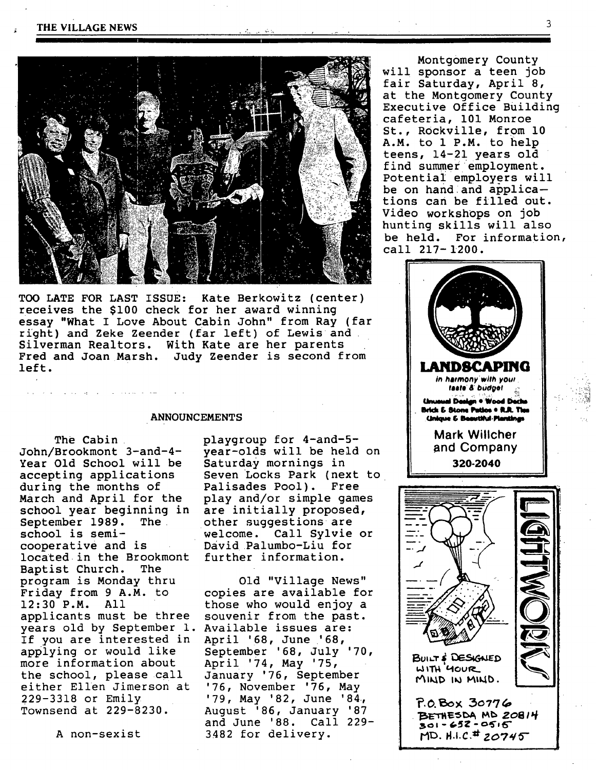TOO LATE FOR LAST ISSUE: Kate Berkowitz (center) receives the $100 check for her award winning essay "What I Love About Cabin John" from Ray (far right) and Zeke Zeender (far left) of Lewis and Silverman Realtors. With Kate are her parents Fred and Joan Marsh. Judy Zeender is second from left.

Montgomery County will sponsor a teen job fair Saturday, April 8, at the Montgomery County Executive Office Building cafeteria, 101 Monroe St., Rockville, from 10 A.M. to 1 P.M. to help teens, 14-21 years old find summer employment. Potential employers will be on hand and applications can be filled out. Video workshops on job hunting skills will also be held. For information, call 217-1200.

## ANNOUNCEMENTS

The Cabin John/Brookmont 3-and-4-Year Old School will be accepting applications during the months of March and April for the school year beginning in September 1989. The school is semi-cooperative and is located in the Brookmont Baptist Church. The program is Monday thru Friday from 9 A.M. to 12:30 P.M. All applicants must be three years old by September 1. If you are interested in applying or would like more information about the school, please call either Ellen Jimerson at 229-3318 or Emily Townsend at 229-8230.

A non-sexist playgroup for 4-and-5-year-olds will be held on Saturday mornings in Seven Locks Park (next to Palisades Pool). Free play and/or simple games are initially proposed, other suggestions are welcome. Call Sylvie or David Palumbo-Liu for further information.

Old "Village News" copies are available for those who would enjoy a souvenir from the past. Available issues are: April '68, June '68, September '68, July '70, April '74, May '75, January '76, September '76, November '76, May '79, May '82, June '84, August '86, January '87 and June '88. Call 229-3482 for delivery.

**LANDSCAPING**
*in harmony with your taste & budget*
Unusual Design • Wood Decks
Brick & Stone Patios • R.R. Ties
Unique & Beautiful Plantings
Mark Willcher and Company
320-2040

LIGHTWORKS
BUILT & DESIGNED WITH YOUR MIND IN MIND.
P.O. Box 30776
BETHESDA MD 20814
301-652-0515
MD. H.I.C.# 20745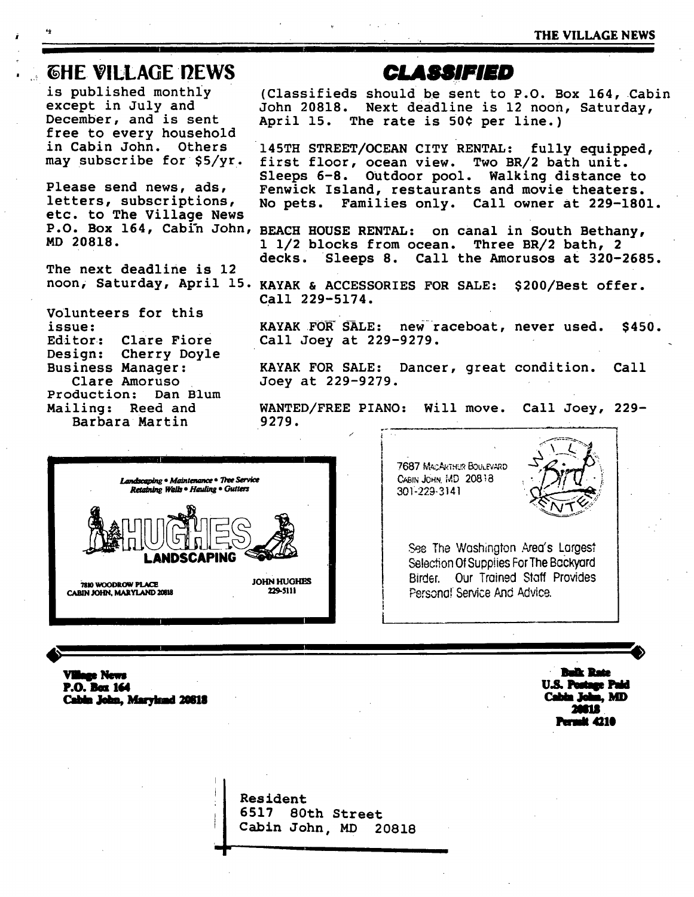# THE VILLAGE NEWS

is published monthly except in July and December, and is sent free to every household in Cabin John. Others may subscribe for $5/yr.

Please send news, ads, letters, subscriptions, etc. to The Village News P.O. Box 164, Cabin John, MD 20818.

The next deadline is 12 noon, Saturday, April 15.

Volunteers for this issue:
Editor: Clare Fiore
Design: Cherry Doyle
Business Manager: Clare Amoruso
Production: Dan Blum
Mailing: Reed and Barbara Martin

# CLASSIFIED

(Classifieds should be sent to P.O. Box 164, Cabin John 20818. Next deadline is 12 noon, Saturday, April 15. The rate is 50¢ per line.)

145TH STREET/OCEAN CITY RENTAL: fully equipped, first floor, ocean view. Two BR/2 bath unit. Sleeps 6-8. Outdoor pool. Walking distance to Fenwick Island, restaurants and movie theaters. No pets. Families only. Call owner at 229-1801.

BEACH HOUSE RENTAL: on canal in South Bethany, 1 1/2 blocks from ocean. Three BR/2 bath, 2 decks. Sleeps 8. Call the Amorusos at 320-2685.

KAYAK & ACCESSORIES FOR SALE: $200/Best offer. Call 229-5174.

KAYAK FOR SALE: new raceboat, never used. $450. Call Joey at 229-9279.

KAYAK FOR SALE: Dancer, great condition. Call Joey at 229-9279.

WANTED/FREE PIANO: Will move. Call Joey, 229-9279.

*Landscaping • Maintenance • Tree Service*
*Retaining Walls • Hauling • Gutters*

**HUGHES LANDSCAPING**

7810 WOODROW PLACE
CABIN JOHN, MARYLAND 20818

JOHN HUGHES
229-5111

7687 MacArthur Boulevard
Cabin John, MD 20818
301-229-3141

Wild Bird Center

See The Washington Area's Largest Selection Of Supplies For The Backyard Birder. Our Trained Staff Provides Personal Service And Advice.

**Village News**
**P.O. Box 164**
**Cabin John, Maryland 20818**

**Bulk Rate**
**U.S. Postage Paid**
**Cabin John, MD**
**20818**
**Permit 4210**

Resident
6517 80th Street
Cabin John, MD 20818